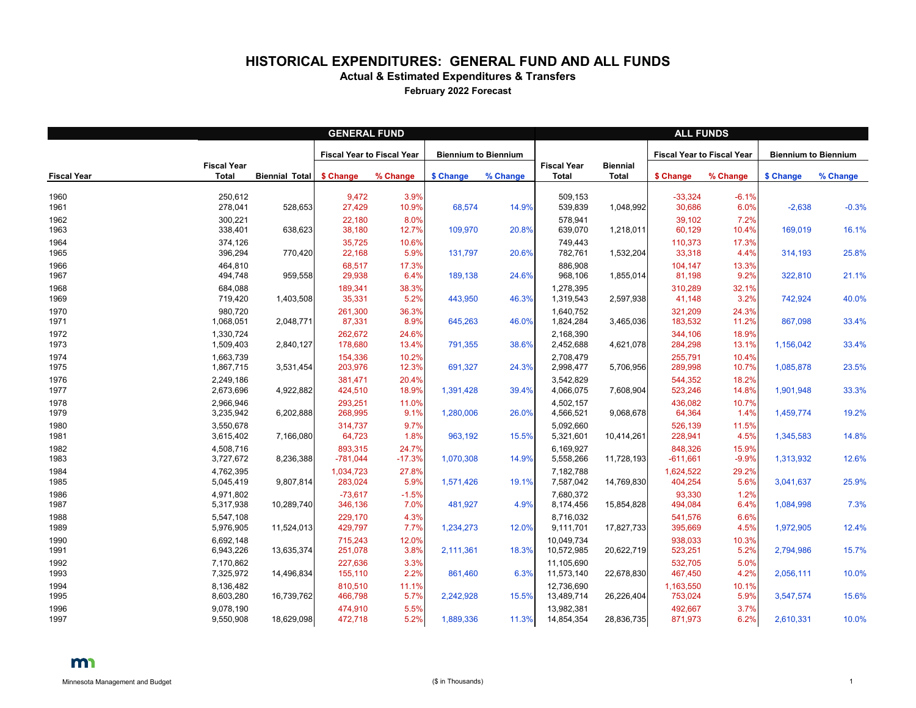# HISTORICAL EXPENDITURES: GENERAL FUND AND ALL FUNDS

**Actual & Estimated Expenditures & Transfers**

**February 2022 Forecast**

| | GENERAL FUND | | | | | | ALL FUNDS | | | | | |
|---|---|---|---|---|---|---|---|---|---|---|---|---|
| | | | Fiscal Year to Fiscal Year | | Biennium to Biennium | | | | Fiscal Year to Fiscal Year | | Biennium to Biennium | |
| Fiscal Year | Fiscal Year Total | Biennial Total | $ Change | % Change | $ Change | % Change | Fiscal Year Total | Biennial Total | $ Change | % Change | $ Change | % Change |
| 1960 | 250,612 | | 9,472 | 3.9% | | | 509,153 | | -33,324 | -6.1% | | |
| 1961 | 278,041 | 528,653 | 27,429 | 10.9% | 68,574 | 14.9% | 539,839 | 1,048,992 | 30,686 | 6.0% | -2,638 | -0.3% |
| 1962 | 300,221 | | 22,180 | 8.0% | | | 578,941 | | 39,102 | 7.2% | | |
| 1963 | 338,401 | 638,623 | 38,180 | 12.7% | 109,970 | 20.8% | 639,070 | 1,218,011 | 60,129 | 10.4% | 169,019 | 16.1% |
| 1964 | 374,126 | | 35,725 | 10.6% | | | 749,443 | | 110,373 | 17.3% | | |
| 1965 | 396,294 | 770,420 | 22,168 | 5.9% | 131,797 | 20.6% | 782,761 | 1,532,204 | 33,318 | 4.4% | 314,193 | 25.8% |
| 1966 | 464,810 | | 68,517 | 17.3% | | | 886,908 | | 104,147 | 13.3% | | |
| 1967 | 494,748 | 959,558 | 29,938 | 6.4% | 189,138 | 24.6% | 968,106 | 1,855,014 | 81,198 | 9.2% | 322,810 | 21.1% |
| 1968 | 684,088 | | 189,341 | 38.3% | | | 1,278,395 | | 310,289 | 32.1% | | |
| 1969 | 719,420 | 1,403,508 | 35,331 | 5.2% | 443,950 | 46.3% | 1,319,543 | 2,597,938 | 41,148 | 3.2% | 742,924 | 40.0% |
| 1970 | 980,720 | | 261,300 | 36.3% | | | 1,640,752 | | 321,209 | 24.3% | | |
| 1971 | 1,068,051 | 2,048,771 | 87,331 | 8.9% | 645,263 | 46.0% | 1,824,284 | 3,465,036 | 183,532 | 11.2% | 867,098 | 33.4% |
| 1972 | 1,330,724 | | 262,672 | 24.6% | | | 2,168,390 | | 344,106 | 18.9% | | |
| 1973 | 1,509,403 | 2,840,127 | 178,680 | 13.4% | 791,355 | 38.6% | 2,452,688 | 4,621,078 | 284,298 | 13.1% | 1,156,042 | 33.4% |
| 1974 | 1,663,739 | | 154,336 | 10.2% | | | 2,708,479 | | 255,791 | 10.4% | | |
| 1975 | 1,867,715 | 3,531,454 | 203,976 | 12.3% | 691,327 | 24.3% | 2,998,477 | 5,706,956 | 289,998 | 10.7% | 1,085,878 | 23.5% |
| 1976 | 2,249,186 | | 381,471 | 20.4% | | | 3,542,829 | | 544,352 | 18.2% | | |
| 1977 | 2,673,696 | 4,922,882 | 424,510 | 18.9% | 1,391,428 | 39.4% | 4,066,075 | 7,608,904 | 523,246 | 14.8% | 1,901,948 | 33.3% |
| 1978 | 2,966,946 | | 293,251 | 11.0% | | | 4,502,157 | | 436,082 | 10.7% | | |
| 1979 | 3,235,942 | 6,202,888 | 268,995 | 9.1% | 1,280,006 | 26.0% | 4,566,521 | 9,068,678 | 64,364 | 1.4% | 1,459,774 | 19.2% |
| 1980 | 3,550,678 | | 314,737 | 9.7% | | | 5,092,660 | | 526,139 | 11.5% | | |
| 1981 | 3,615,402 | 7,166,080 | 64,723 | 1.8% | 963,192 | 15.5% | 5,321,601 | 10,414,261 | 228,941 | 4.5% | 1,345,583 | 14.8% |
| 1982 | 4,508,716 | | 893,315 | 24.7% | | | 6,169,927 | | 848,326 | 15.9% | | |
| 1983 | 3,727,672 | 8,236,388 | -781,044 | -17.3% | 1,070,308 | 14.9% | 5,558,266 | 11,728,193 | -611,661 | -9.9% | 1,313,932 | 12.6% |
| 1984 | 4,762,395 | | 1,034,723 | 27.8% | | | 7,182,788 | | 1,624,522 | 29.2% | | |
| 1985 | 5,045,419 | 9,807,814 | 283,024 | 5.9% | 1,571,426 | 19.1% | 7,587,042 | 14,769,830 | 404,254 | 5.6% | 3,041,637 | 25.9% |
| 1986 | 4,971,802 | | -73,617 | -1.5% | | | 7,680,372 | | 93,330 | 1.2% | | |
| 1987 | 5,317,938 | 10,289,740 | 346,136 | 7.0% | 481,927 | 4.9% | 8,174,456 | 15,854,828 | 494,084 | 6.4% | 1,084,998 | 7.3% |
| 1988 | 5,547,108 | | 229,170 | 4.3% | | | 8,716,032 | | 541,576 | 6.6% | | |
| 1989 | 5,976,905 | 11,524,013 | 429,797 | 7.7% | 1,234,273 | 12.0% | 9,111,701 | 17,827,733 | 395,669 | 4.5% | 1,972,905 | 12.4% |
| 1990 | 6,692,148 | | 715,243 | 12.0% | | | 10,049,734 | | 938,033 | 10.3% | | |
| 1991 | 6,943,226 | 13,635,374 | 251,078 | 3.8% | 2,111,361 | 18.3% | 10,572,985 | 20,622,719 | 523,251 | 5.2% | 2,794,986 | 15.7% |
| 1992 | 7,170,862 | | 227,636 | 3.3% | | | 11,105,690 | | 532,705 | 5.0% | | |
| 1993 | 7,325,972 | 14,496,834 | 155,110 | 2.2% | 861,460 | 6.3% | 11,573,140 | 22,678,830 | 467,450 | 4.2% | 2,056,111 | 10.0% |
| 1994 | 8,136,482 | | 810,510 | 11.1% | | | 12,736,690 | | 1,163,550 | 10.1% | | |
| 1995 | 8,603,280 | 16,739,762 | 466,798 | 5.7% | 2,242,928 | 15.5% | 13,489,714 | 26,226,404 | 753,024 | 5.9% | 3,547,574 | 15.6% |
| 1996 | 9,078,190 | | 474,910 | 5.5% | | | 13,982,381 | | 492,667 | 3.7% | | |
| 1997 | 9,550,908 | 18,629,098 | 472,718 | 5.2% | 1,889,336 | 11.3% | 14,854,354 | 28,836,735 | 871,973 | 6.2% | 2,610,331 | 10.0% |

Minnesota Management and Budget

($ in Thousands)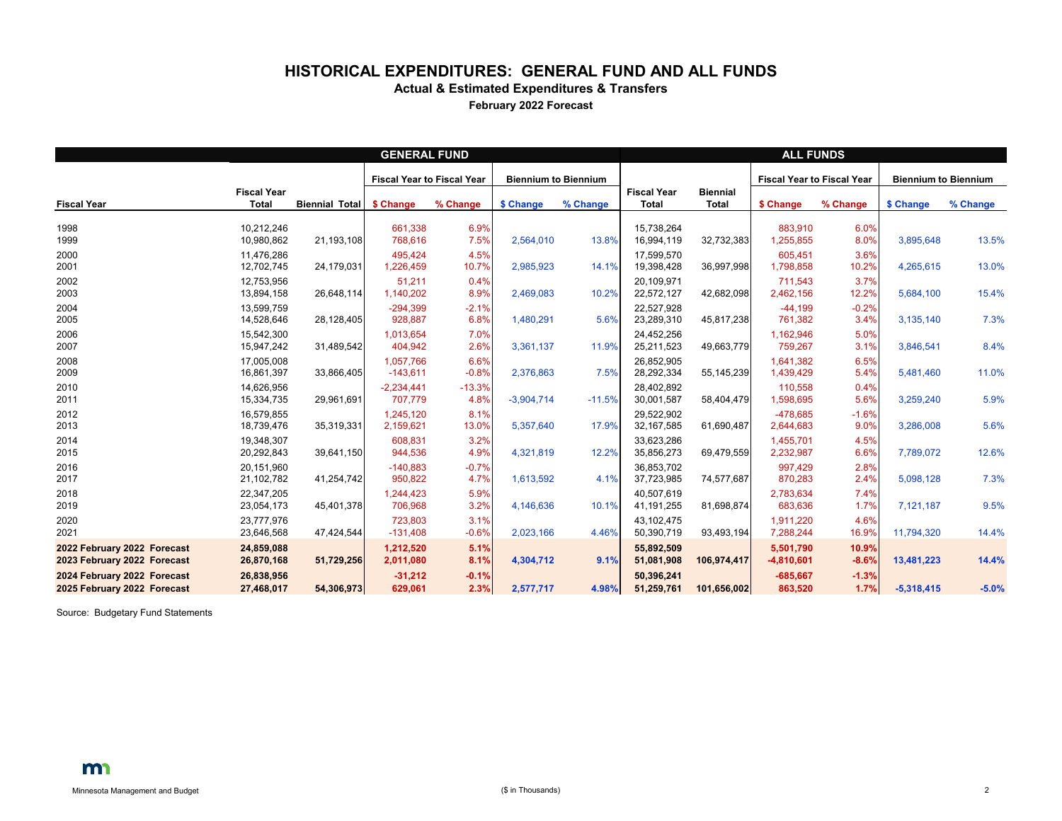# HISTORICAL EXPENDITURES: GENERAL FUND AND ALL FUNDS

**Actual & Estimated Expenditures & Transfers**

**February 2022 Forecast**

| | GENERAL FUND | | | | | | ALL FUNDS | | | | | |
|---|---|---|---|---|---|---|---|---|---|---|---|---|
| | | | Fiscal Year to Fiscal Year | | Biennium to Biennium | | | | Fiscal Year to Fiscal Year | | Biennium to Biennium | |
| Fiscal Year | Fiscal Year Total | Biennial Total | $ Change | % Change | $ Change | % Change | Fiscal Year Total | Biennial Total | $ Change | % Change | $ Change | % Change |
| 1998 | 10,212,246 | | 661,338 | 6.9% | | | 15,738,264 | | 883,910 | 6.0% | | |
| 1999 | 10,980,862 | 21,193,108 | 768,616 | 7.5% | 2,564,010 | 13.8% | 16,994,119 | 32,732,383 | 1,255,855 | 8.0% | 3,895,648 | 13.5% |
| 2000 | 11,476,286 | | 495,424 | 4.5% | | | 17,599,570 | | 605,451 | 3.6% | | |
| 2001 | 12,702,745 | 24,179,031 | 1,226,459 | 10.7% | 2,985,923 | 14.1% | 19,398,428 | 36,997,998 | 1,798,858 | 10.2% | 4,265,615 | 13.0% |
| 2002 | 12,753,956 | | 51,211 | 0.4% | | | 20,109,971 | | 711,543 | 3.7% | | |
| 2003 | 13,894,158 | 26,648,114 | 1,140,202 | 8.9% | 2,469,083 | 10.2% | 22,572,127 | 42,682,098 | 2,462,156 | 12.2% | 5,684,100 | 15.4% |
| 2004 | 13,599,759 | | -294,399 | -2.1% | | | 22,527,928 | | -44,199 | -0.2% | | |
| 2005 | 14,528,646 | 28,128,405 | 928,887 | 6.8% | 1,480,291 | 5.6% | 23,289,310 | 45,817,238 | 761,382 | 3.4% | 3,135,140 | 7.3% |
| 2006 | 15,542,300 | | 1,013,654 | 7.0% | | | 24,452,256 | | 1,162,946 | 5.0% | | |
| 2007 | 15,947,242 | 31,489,542 | 404,942 | 2.6% | 3,361,137 | 11.9% | 25,211,523 | 49,663,779 | 759,267 | 3.1% | 3,846,541 | 8.4% |
| 2008 | 17,005,008 | | 1,057,766 | 6.6% | | | 26,852,905 | | 1,641,382 | 6.5% | | |
| 2009 | 16,861,397 | 33,866,405 | -143,611 | -0.8% | 2,376,863 | 7.5% | 28,292,334 | 55,145,239 | 1,439,429 | 5.4% | 5,481,460 | 11.0% |
| 2010 | 14,626,956 | | -2,234,441 | -13.3% | | | 28,402,892 | | 110,558 | 0.4% | | |
| 2011 | 15,334,735 | 29,961,691 | 707,779 | 4.8% | -3,904,714 | -11.5% | 30,001,587 | 58,404,479 | 1,598,695 | 5.6% | 3,259,240 | 5.9% |
| 2012 | 16,579,855 | | 1,245,120 | 8.1% | | | 29,522,902 | | -478,685 | -1.6% | | |
| 2013 | 18,739,476 | 35,319,331 | 2,159,621 | 13.0% | 5,357,640 | 17.9% | 32,167,585 | 61,690,487 | 2,644,683 | 9.0% | 3,286,008 | 5.6% |
| 2014 | 19,348,307 | | 608,831 | 3.2% | | | 33,623,286 | | 1,455,701 | 4.5% | | |
| 2015 | 20,292,843 | 39,641,150 | 944,536 | 4.9% | 4,321,819 | 12.2% | 35,856,273 | 69,479,559 | 2,232,987 | 6.6% | 7,789,072 | 12.6% |
| 2016 | 20,151,960 | | -140,883 | -0.7% | | | 36,853,702 | | 997,429 | 2.8% | | |
| 2017 | 21,102,782 | 41,254,742 | 950,822 | 4.7% | 1,613,592 | 4.1% | 37,723,985 | 74,577,687 | 870,283 | 2.4% | 5,098,128 | 7.3% |
| 2018 | 22,347,205 | | 1,244,423 | 5.9% | | | 40,507,619 | | 2,783,634 | 7.4% | | |
| 2019 | 23,054,173 | 45,401,378 | 706,968 | 3.2% | 4,146,636 | 10.1% | 41,191,255 | 81,698,874 | 683,636 | 1.7% | 7,121,187 | 9.5% |
| 2020 | 23,777,976 | | 723,803 | 3.1% | | | 43,102,475 | | 1,911,220 | 4.6% | | |
| 2021 | 23,646,568 | 47,424,544 | -131,408 | -0.6% | 2,023,166 | 4.46% | 50,390,719 | 93,493,194 | 7,288,244 | 16.9% | 11,794,320 | 14.4% |
| **2022 February 2022 Forecast** | **24,859,088** | | **1,212,520** | **5.1%** | | | **55,892,509** | | **5,501,790** | **10.9%** | | |
| **2023 February 2022 Forecast** | **26,870,168** | **51,729,256** | **2,011,080** | **8.1%** | **4,304,712** | **9.1%** | **51,081,908** | **106,974,417** | **-4,810,601** | **-8.6%** | **13,481,223** | **14.4%** |
| **2024 February 2022 Forecast** | **26,838,956** | | **-31,212** | **-0.1%** | | | **50,396,241** | | **-685,667** | **-1.3%** | | |
| **2025 February 2022 Forecast** | **27,468,017** | **54,306,973** | **629,061** | **2.3%** | **2,577,717** | **4.98%** | **51,259,761** | **101,656,002** | **863,520** | **1.7%** | **-5,318,415** | **-5.0%** |

Source: Budgetary Fund Statements

Minnesota Management and Budget

($ in Thousands)